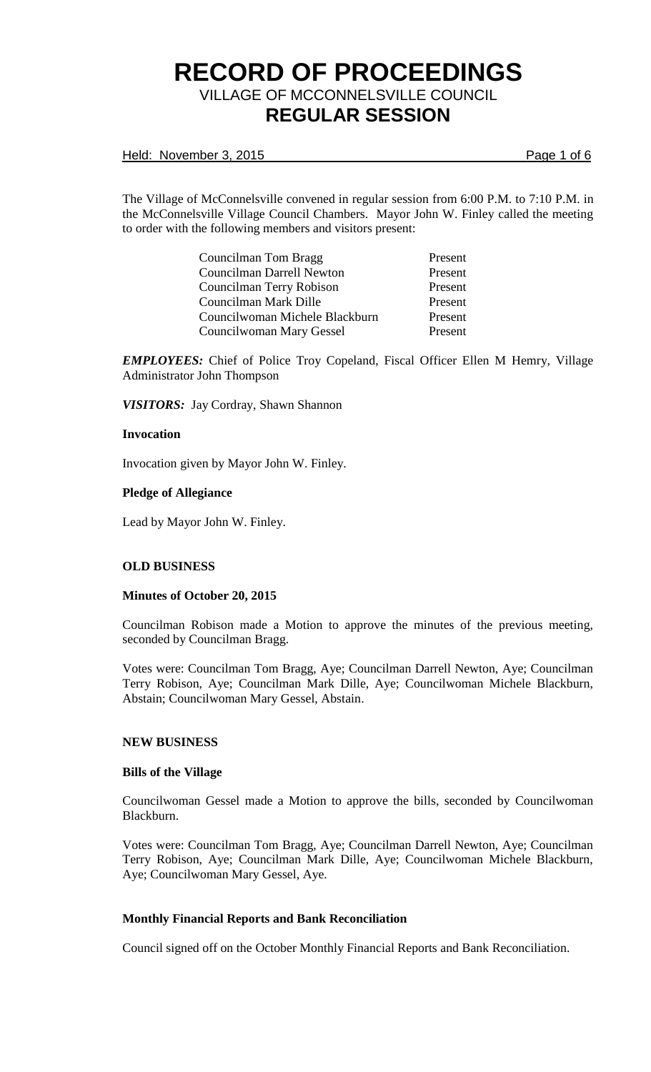# RECORD OF PROCEEDINGS

## VILLAGE OF MCCONNELSVILLE COUNCIL

## REGULAR SESSION

Held: November 3, 2015

The Village of McConnelsville convened in regular session from 6:00 P.M. to 7:10 P.M. in the McConnelsville Village Council Chambers. Mayor John W. Finley called the meeting to order with the following members and visitors present:

| | |
|---|---|
| Councilman Tom Bragg | Present |
| Councilman Darrell Newton | Present |
| Councilman Terry Robison | Present |
| Councilman Mark Dille | Present |
| Councilwoman Michele Blackburn | Present |
| Councilwoman Mary Gessel | Present |

***EMPLOYEES:*** Chief of Police Troy Copeland, Fiscal Officer Ellen M Hemry, Village Administrator John Thompson

***VISITORS:*** Jay Cordray, Shawn Shannon

**Invocation**

Invocation given by Mayor John W. Finley.

**Pledge of Allegiance**

Lead by Mayor John W. Finley.

**OLD BUSINESS**

**Minutes of October 20, 2015**

Councilman Robison made a Motion to approve the minutes of the previous meeting, seconded by Councilman Bragg.

Votes were: Councilman Tom Bragg, Aye; Councilman Darrell Newton, Aye; Councilman Terry Robison, Aye; Councilman Mark Dille, Aye; Councilwoman Michele Blackburn, Abstain; Councilwoman Mary Gessel, Abstain.

**NEW BUSINESS**

**Bills of the Village**

Councilwoman Gessel made a Motion to approve the bills, seconded by Councilwoman Blackburn.

Votes were: Councilman Tom Bragg, Aye; Councilman Darrell Newton, Aye; Councilman Terry Robison, Aye; Councilman Mark Dille, Aye; Councilwoman Michele Blackburn, Aye; Councilwoman Mary Gessel, Aye.

**Monthly Financial Reports and Bank Reconciliation**

Council signed off on the October Monthly Financial Reports and Bank Reconciliation.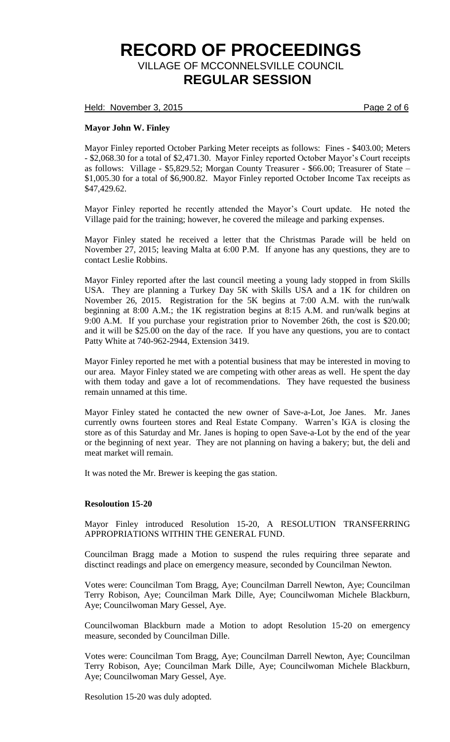**Mayor John W. Finley**

Mayor Finley reported October Parking Meter receipts as follows: Fines - $403.00; Meters - $2,068.30 for a total of $2,471.30. Mayor Finley reported October Mayor's Court receipts as follows: Village - $5,829.52; Morgan County Treasurer - $66.00; Treasurer of State – $1,005.30 for a total of $6,900.82. Mayor Finley reported October Income Tax receipts as $47,429.62.

Mayor Finley reported he recently attended the Mayor's Court update. He noted the Village paid for the training; however, he covered the mileage and parking expenses.

Mayor Finley stated he received a letter that the Christmas Parade will be held on November 27, 2015; leaving Malta at 6:00 P.M. If anyone has any questions, they are to contact Leslie Robbins.

Mayor Finley reported after the last council meeting a young lady stopped in from Skills USA. They are planning a Turkey Day 5K with Skills USA and a 1K for children on November 26, 2015. Registration for the 5K begins at 7:00 A.M. with the run/walk beginning at 8:00 A.M.; the 1K registration begins at 8:15 A.M. and run/walk begins at 9:00 A.M. If you purchase your registration prior to November 26th, the cost is $20.00; and it will be $25.00 on the day of the race. If you have any questions, you are to contact Patty White at 740-962-2944, Extension 3419.

Mayor Finley reported he met with a potential business that may be interested in moving to our area. Mayor Finley stated we are competing with other areas as well. He spent the day with them today and gave a lot of recommendations. They have requested the business remain unnamed at this time.

Mayor Finley stated he contacted the new owner of Save-a-Lot, Joe Janes. Mr. Janes currently owns fourteen stores and Real Estate Company. Warren's IGA is closing the store as of this Saturday and Mr. Janes is hoping to open Save-a-Lot by the end of the year or the beginning of next year. They are not planning on having a bakery; but, the deli and meat market will remain.

It was noted the Mr. Brewer is keeping the gas station.

**Resoloution 15-20**

Mayor Finley introduced Resolution 15-20, A RESOLUTION TRANSFERRING APPROPRIATIONS WITHIN THE GENERAL FUND.

Councilman Bragg made a Motion to suspend the rules requiring three separate and disctinct readings and place on emergency measure, seconded by Councilman Newton.

Votes were: Councilman Tom Bragg, Aye; Councilman Darrell Newton, Aye; Councilman Terry Robison, Aye; Councilman Mark Dille, Aye; Councilwoman Michele Blackburn, Aye; Councilwoman Mary Gessel, Aye.

Councilwoman Blackburn made a Motion to adopt Resolution 15-20 on emergency measure, seconded by Councilman Dille.

Votes were: Councilman Tom Bragg, Aye; Councilman Darrell Newton, Aye; Councilman Terry Robison, Aye; Councilman Mark Dille, Aye; Councilwoman Michele Blackburn, Aye; Councilwoman Mary Gessel, Aye.

Resolution 15-20 was duly adopted.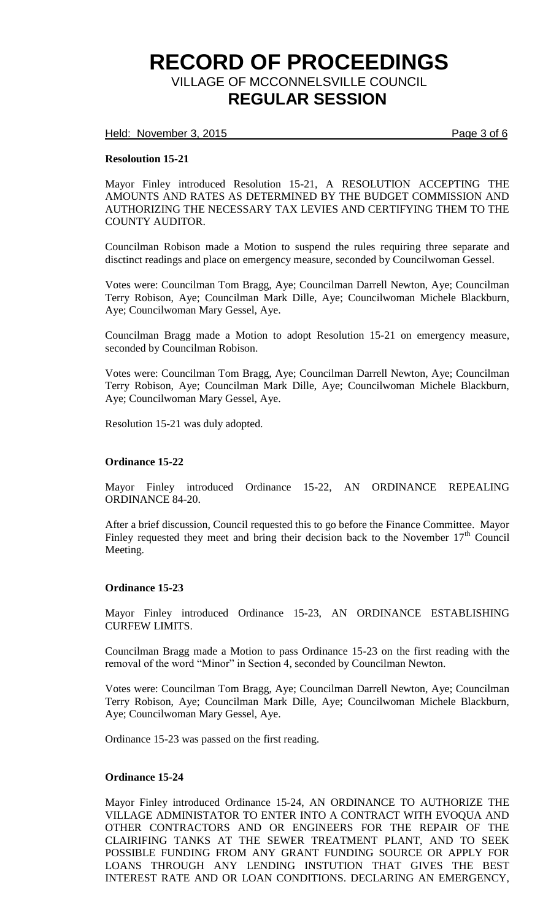**Resoloution 15-21**

Mayor Finley introduced Resolution 15-21, A RESOLUTION ACCEPTING THE AMOUNTS AND RATES AS DETERMINED BY THE BUDGET COMMISSION AND AUTHORIZING THE NECESSARY TAX LEVIES AND CERTIFYING THEM TO THE COUNTY AUDITOR.

Councilman Robison made a Motion to suspend the rules requiring three separate and disctinct readings and place on emergency measure, seconded by Councilwoman Gessel.

Votes were: Councilman Tom Bragg, Aye; Councilman Darrell Newton, Aye; Councilman Terry Robison, Aye; Councilman Mark Dille, Aye; Councilwoman Michele Blackburn, Aye; Councilwoman Mary Gessel, Aye.

Councilman Bragg made a Motion to adopt Resolution 15-21 on emergency measure, seconded by Councilman Robison.

Votes were: Councilman Tom Bragg, Aye; Councilman Darrell Newton, Aye; Councilman Terry Robison, Aye; Councilman Mark Dille, Aye; Councilwoman Michele Blackburn, Aye; Councilwoman Mary Gessel, Aye.

Resolution 15-21 was duly adopted.

**Ordinance 15-22**

Mayor Finley introduced Ordinance 15-22, AN ORDINANCE REPEALING ORDINANCE 84-20.

After a brief discussion, Council requested this to go before the Finance Committee. Mayor Finley requested they meet and bring their decision back to the November 17th Council Meeting.

**Ordinance 15-23**

Mayor Finley introduced Ordinance 15-23, AN ORDINANCE ESTABLISHING CURFEW LIMITS.

Councilman Bragg made a Motion to pass Ordinance 15-23 on the first reading with the removal of the word "Minor" in Section 4, seconded by Councilman Newton.

Votes were: Councilman Tom Bragg, Aye; Councilman Darrell Newton, Aye; Councilman Terry Robison, Aye; Councilman Mark Dille, Aye; Councilwoman Michele Blackburn, Aye; Councilwoman Mary Gessel, Aye.

Ordinance 15-23 was passed on the first reading.

**Ordinance 15-24**

Mayor Finley introduced Ordinance 15-24, AN ORDINANCE TO AUTHORIZE THE VILLAGE ADMINISTATOR TO ENTER INTO A CONTRACT WITH EVOQUA AND OTHER CONTRACTORS AND OR ENGINEERS FOR THE REPAIR OF THE CLAIRIFING TANKS AT THE SEWER TREATMENT PLANT, AND TO SEEK POSSIBLE FUNDING FROM ANY GRANT FUNDING SOURCE OR APPLY FOR LOANS THROUGH ANY LENDING INSTUTION THAT GIVES THE BEST INTEREST RATE AND OR LOAN CONDITIONS. DECLARING AN EMERGENCY,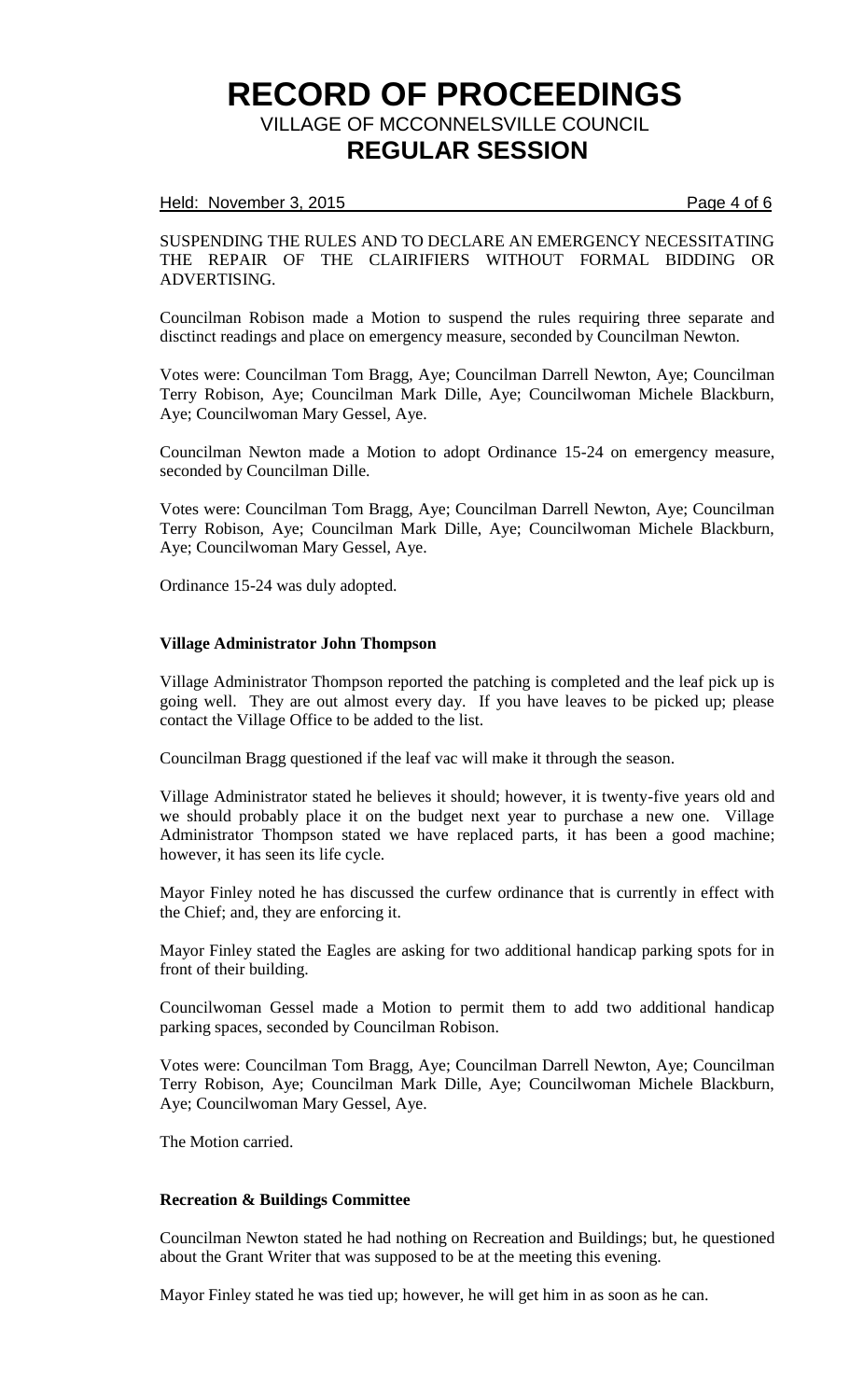SUSPENDING THE RULES AND TO DECLARE AN EMERGENCY NECESSITATING THE REPAIR OF THE CLAIRIFIERS WITHOUT FORMAL BIDDING OR ADVERTISING.

Councilman Robison made a Motion to suspend the rules requiring three separate and disctinct readings and place on emergency measure, seconded by Councilman Newton.

Votes were: Councilman Tom Bragg, Aye; Councilman Darrell Newton, Aye; Councilman Terry Robison, Aye; Councilman Mark Dille, Aye; Councilwoman Michele Blackburn, Aye; Councilwoman Mary Gessel, Aye.

Councilman Newton made a Motion to adopt Ordinance 15-24 on emergency measure, seconded by Councilman Dille.

Votes were: Councilman Tom Bragg, Aye; Councilman Darrell Newton, Aye; Councilman Terry Robison, Aye; Councilman Mark Dille, Aye; Councilwoman Michele Blackburn, Aye; Councilwoman Mary Gessel, Aye.

Ordinance 15-24 was duly adopted.

**Village Administrator John Thompson**

Village Administrator Thompson reported the patching is completed and the leaf pick up is going well. They are out almost every day. If you have leaves to be picked up; please contact the Village Office to be added to the list.

Councilman Bragg questioned if the leaf vac will make it through the season.

Village Administrator stated he believes it should; however, it is twenty-five years old and we should probably place it on the budget next year to purchase a new one. Village Administrator Thompson stated we have replaced parts, it has been a good machine; however, it has seen its life cycle.

Mayor Finley noted he has discussed the curfew ordinance that is currently in effect with the Chief; and, they are enforcing it.

Mayor Finley stated the Eagles are asking for two additional handicap parking spots for in front of their building.

Councilwoman Gessel made a Motion to permit them to add two additional handicap parking spaces, seconded by Councilman Robison.

Votes were: Councilman Tom Bragg, Aye; Councilman Darrell Newton, Aye; Councilman Terry Robison, Aye; Councilman Mark Dille, Aye; Councilwoman Michele Blackburn, Aye; Councilwoman Mary Gessel, Aye.

The Motion carried.

**Recreation & Buildings Committee**

Councilman Newton stated he had nothing on Recreation and Buildings; but, he questioned about the Grant Writer that was supposed to be at the meeting this evening.

Mayor Finley stated he was tied up; however, he will get him in as soon as he can.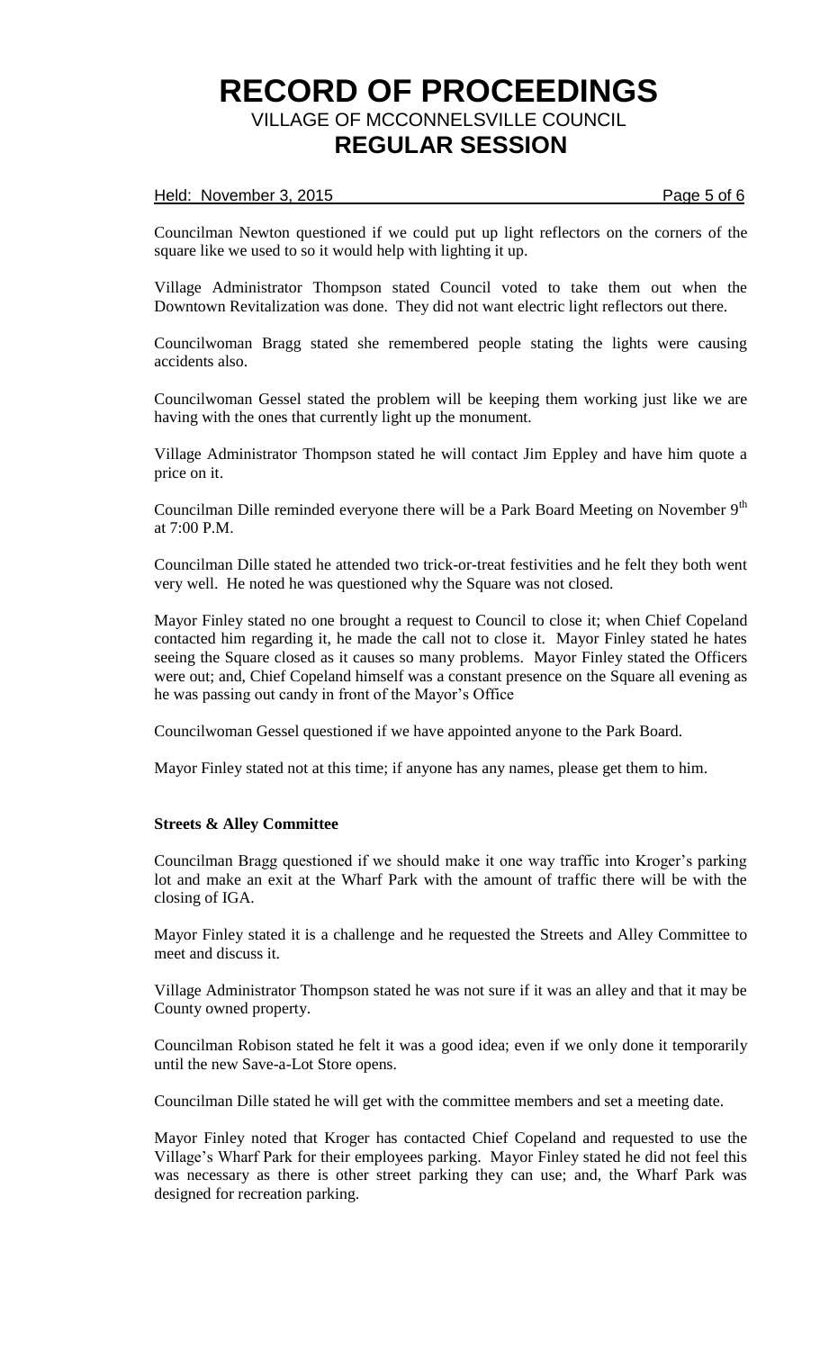Councilman Newton questioned if we could put up light reflectors on the corners of the square like we used to so it would help with lighting it up.

Village Administrator Thompson stated Council voted to take them out when the Downtown Revitalization was done. They did not want electric light reflectors out there.

Councilwoman Bragg stated she remembered people stating the lights were causing accidents also.

Councilwoman Gessel stated the problem will be keeping them working just like we are having with the ones that currently light up the monument.

Village Administrator Thompson stated he will contact Jim Eppley and have him quote a price on it.

Councilman Dille reminded everyone there will be a Park Board Meeting on November 9th at 7:00 P.M.

Councilman Dille stated he attended two trick-or-treat festivities and he felt they both went very well. He noted he was questioned why the Square was not closed.

Mayor Finley stated no one brought a request to Council to close it; when Chief Copeland contacted him regarding it, he made the call not to close it. Mayor Finley stated he hates seeing the Square closed as it causes so many problems. Mayor Finley stated the Officers were out; and, Chief Copeland himself was a constant presence on the Square all evening as he was passing out candy in front of the Mayor's Office

Councilwoman Gessel questioned if we have appointed anyone to the Park Board.

Mayor Finley stated not at this time; if anyone has any names, please get them to him.

**Streets & Alley Committee**

Councilman Bragg questioned if we should make it one way traffic into Kroger's parking lot and make an exit at the Wharf Park with the amount of traffic there will be with the closing of IGA.

Mayor Finley stated it is a challenge and he requested the Streets and Alley Committee to meet and discuss it.

Village Administrator Thompson stated he was not sure if it was an alley and that it may be County owned property.

Councilman Robison stated he felt it was a good idea; even if we only done it temporarily until the new Save-a-Lot Store opens.

Councilman Dille stated he will get with the committee members and set a meeting date.

Mayor Finley noted that Kroger has contacted Chief Copeland and requested to use the Village's Wharf Park for their employees parking. Mayor Finley stated he did not feel this was necessary as there is other street parking they can use; and, the Wharf Park was designed for recreation parking.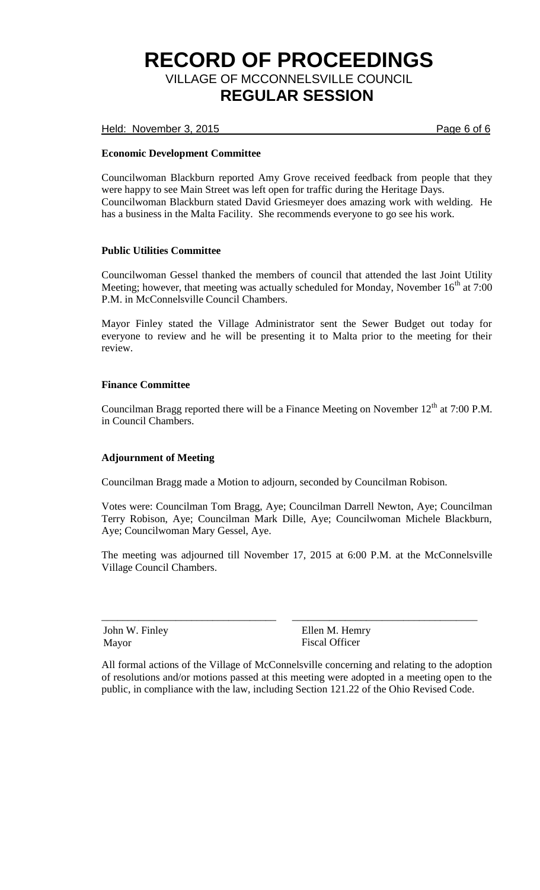### Economic Development Committee

Councilwoman Blackburn reported Amy Grove received feedback from people that they were happy to see Main Street was left open for traffic during the Heritage Days. Councilwoman Blackburn stated David Griesmeyer does amazing work with welding. He has a business in the Malta Facility. She recommends everyone to go see his work.

### Public Utilities Committee

Councilwoman Gessel thanked the members of council that attended the last Joint Utility Meeting; however, that meeting was actually scheduled for Monday, November 16th at 7:00 P.M. in McConnelsville Council Chambers.

Mayor Finley stated the Village Administrator sent the Sewer Budget out today for everyone to review and he will be presenting it to Malta prior to the meeting for their review.

### Finance Committee

Councilman Bragg reported there will be a Finance Meeting on November 12th at 7:00 P.M. in Council Chambers.

### Adjournment of Meeting

Councilman Bragg made a Motion to adjourn, seconded by Councilman Robison.

Votes were: Councilman Tom Bragg, Aye; Councilman Darrell Newton, Aye; Councilman Terry Robison, Aye; Councilman Mark Dille, Aye; Councilwoman Michele Blackburn, Aye; Councilwoman Mary Gessel, Aye.

The meeting was adjourned till November 17, 2015 at 6:00 P.M. at the McConnelsville Village Council Chambers.

\_\_\_\_\_\_\_\_\_\_\_\_\_\_\_\_\_\_\_\_\_\_\_\_\_\_\_\_\_\_\_\_\_\_
John W. Finley
Mayor

\_\_\_\_\_\_\_\_\_\_\_\_\_\_\_\_\_\_\_\_\_\_\_\_\_\_\_\_\_\_\_\_\_\_
Ellen M. Hemry
Fiscal Officer

All formal actions of the Village of McConnelsville concerning and relating to the adoption of resolutions and/or motions passed at this meeting were adopted in a meeting open to the public, in compliance with the law, including Section 121.22 of the Ohio Revised Code.